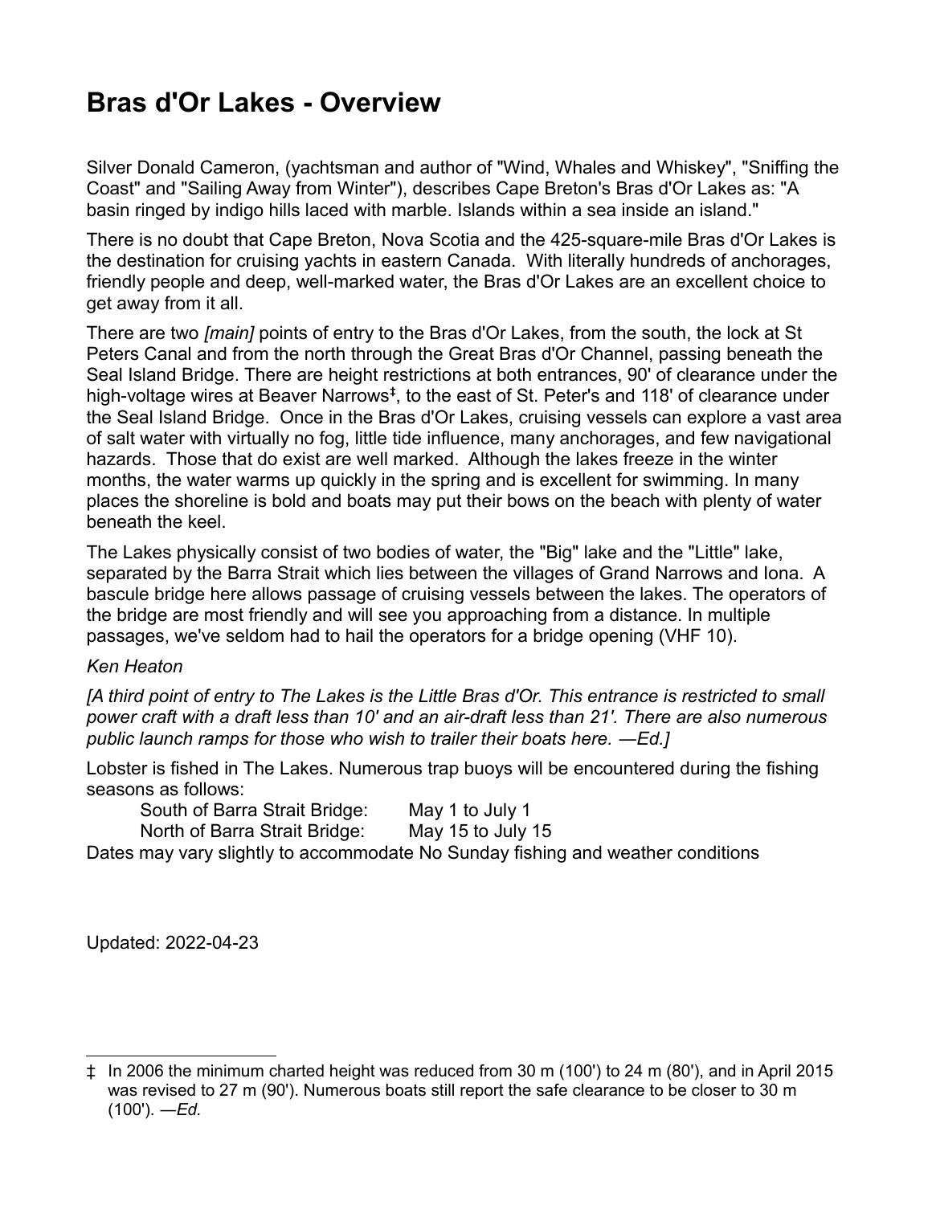# Bras d'Or Lakes - Overview

Silver Donald Cameron, (yachtsman and author of "Wind, Whales and Whiskey", "Sniffing the Coast" and "Sailing Away from Winter"), describes Cape Breton's Bras d'Or Lakes as: "A basin ringed by indigo hills laced with marble. Islands within a sea inside an island."

There is no doubt that Cape Breton, Nova Scotia and the 425-square-mile Bras d'Or Lakes is the destination for cruising yachts in eastern Canada. With literally hundreds of anchorages, friendly people and deep, well-marked water, the Bras d'Or Lakes are an excellent choice to get away from it all.

There are two *[main]* points of entry to the Bras d'Or Lakes, from the south, the lock at St Peters Canal and from the north through the Great Bras d'Or Channel, passing beneath the Seal Island Bridge. There are height restrictions at both entrances, 90' of clearance under the high-voltage wires at Beaver Narrows‡, to the east of St. Peter's and 118' of clearance under the Seal Island Bridge. Once in the Bras d'Or Lakes, cruising vessels can explore a vast area of salt water with virtually no fog, little tide influence, many anchorages, and few navigational hazards. Those that do exist are well marked. Although the lakes freeze in the winter months, the water warms up quickly in the spring and is excellent for swimming. In many places the shoreline is bold and boats may put their bows on the beach with plenty of water beneath the keel.

The Lakes physically consist of two bodies of water, the "Big" lake and the "Little" lake, separated by the Barra Strait which lies between the villages of Grand Narrows and Iona. A bascule bridge here allows passage of cruising vessels between the lakes. The operators of the bridge are most friendly and will see you approaching from a distance. In multiple passages, we've seldom had to hail the operators for a bridge opening (VHF 10).

*Ken Heaton*

*[A third point of entry to The Lakes is the Little Bras d'Or. This entrance is restricted to small power craft with a draft less than 10' and an air-draft less than 21'. There are also numerous public launch ramps for those who wish to trailer their boats here. —Ed.]*

Lobster is fished in The Lakes. Numerous trap buoys will be encountered during the fishing seasons as follows:

South of Barra Strait Bridge: May 1 to July 1
North of Barra Strait Bridge: May 15 to July 15

Dates may vary slightly to accommodate No Sunday fishing and weather conditions

Updated: 2022-04-23

‡ In 2006 the minimum charted height was reduced from 30 m (100') to 24 m (80'), and in April 2015 was revised to 27 m (90'). Numerous boats still report the safe clearance to be closer to 30 m (100'). *—Ed.*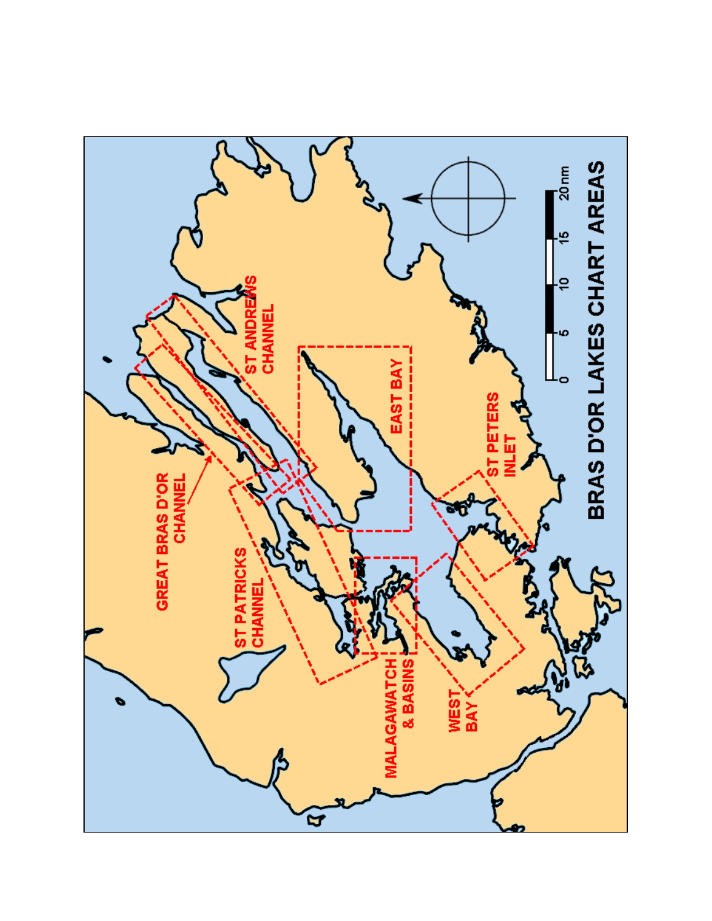BRAS D'OR LAKES CHART AREAS

ST ANDREWS CHANNEL

GREAT BRAS D'OR CHANNEL

EAST BAY

ST PATRICKS CHANNEL

ST PETERS INLET

MALAGAWATCH & BASINS

WEST BAY

0 5 10 15 20nm